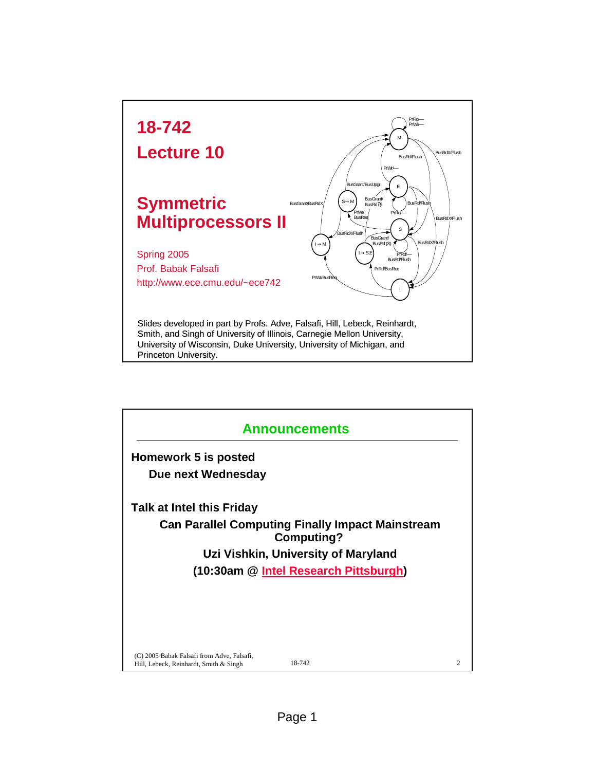# 18-742

# Lecture 10

# Symmetric Multiprocessors II

Spring 2005

Prof. Babak Falsafi

http://www.ece.cmu.edu/~ece742

Slides developed in part by Profs. Adve, Falsafi, Hill, Lebeck, Reinhardt, Smith, and Singh of University of Illinois, Carnegie Mellon University, University of Wisconsin, Duke University, University of Michigan, and Princeton University.

## Announcements

**Homework 5 is posted**

**Due next Wednesday**

**Talk at Intel this Friday**

**Can Parallel Computing Finally Impact Mainstream Computing?**

**Uzi Vishkin, University of Maryland**

**(10:30am @ Intel Research Pittsburgh)**

(C) 2005 Babak Falsafi from Adve, Falsafi, Hill, Lebeck, Reinhardt, Smith & Singh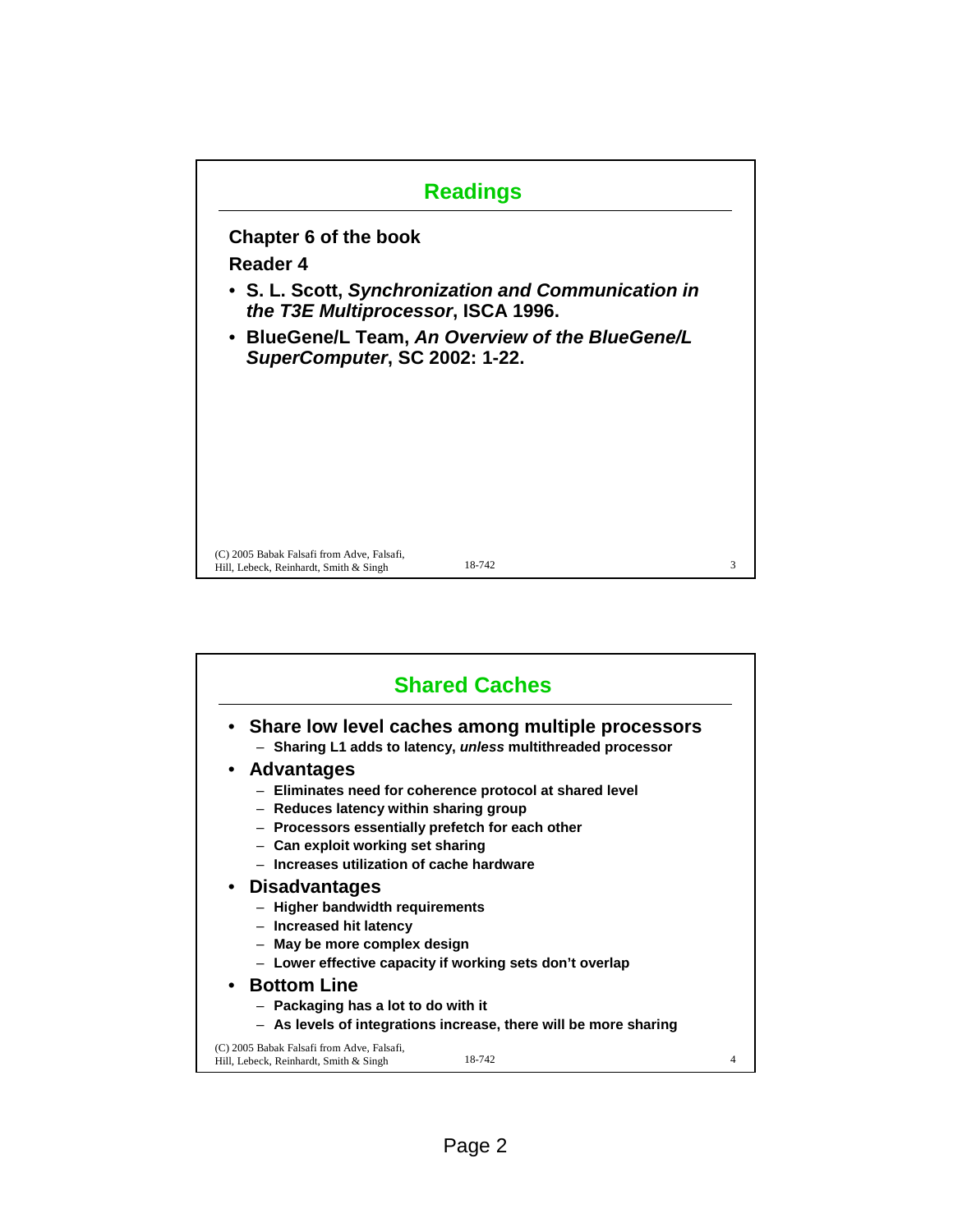## Readings

**Chapter 6 of the book**

**Reader 4**

- **S. L. Scott, *Synchronization and Communication in the T3E Multiprocessor*, ISCA 1996.**
- **BlueGene/L Team, *An Overview of the BlueGene/L SuperComputer*, SC 2002: 1-22.**

## Shared Caches

- **Share low level caches among multiple processors**
  - **Sharing L1 adds to latency, *unless* multithreaded processor**
- **Advantages**
  - **Eliminates need for coherence protocol at shared level**
  - **Reduces latency within sharing group**
  - **Processors essentially prefetch for each other**
  - **Can exploit working set sharing**
  - **Increases utilization of cache hardware**
- **Disadvantages**
  - **Higher bandwidth requirements**
  - **Increased hit latency**
  - **May be more complex design**
  - **Lower effective capacity if working sets don't overlap**
- **Bottom Line**
  - **Packaging has a lot to do with it**
  - **As levels of integrations increase, there will be more sharing**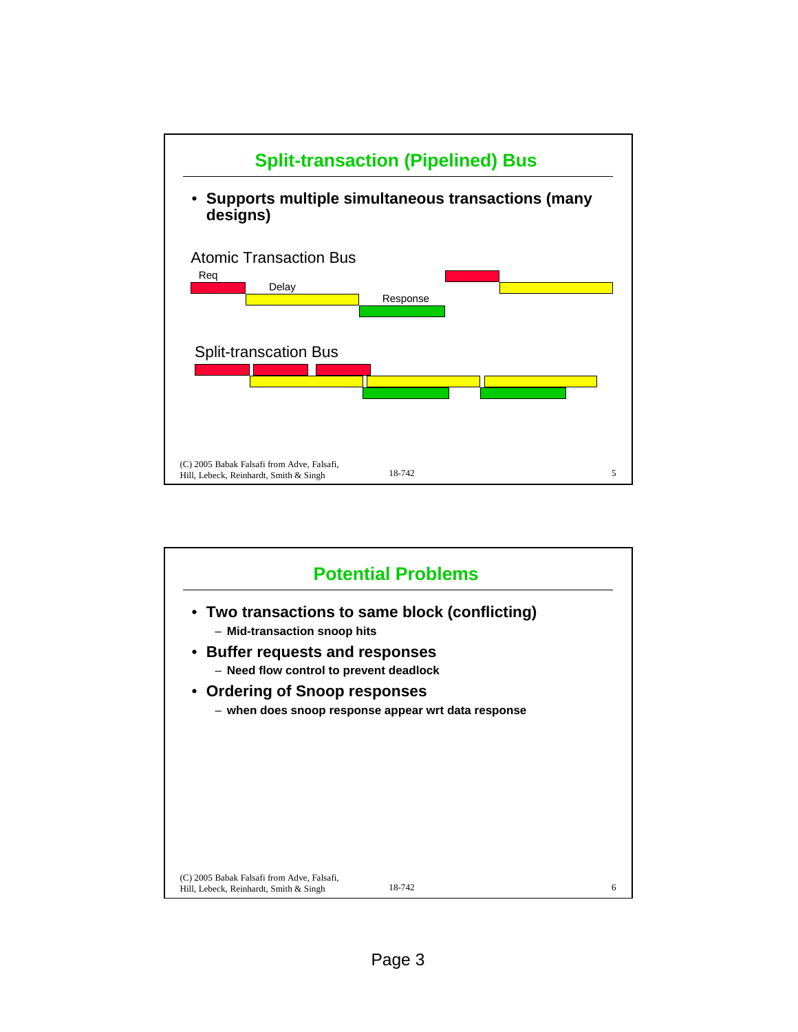## Split-transaction (Pipelined) Bus

- **Supports multiple simultaneous transactions (many designs)**

Atomic Transaction Bus

Req

Delay

Response

Split-transcation Bus

(C) 2005 Babak Falsafi from Adve, Falsafi, Hill, Lebeck, Reinhardt, Smith & Singh

## Potential Problems

- **Two transactions to same block (conflicting)**
  - **Mid-transaction snoop hits**
- **Buffer requests and responses**
  - **Need flow control to prevent deadlock**
- **Ordering of Snoop responses**
  - **when does snoop response appear wrt data response**

(C) 2005 Babak Falsafi from Adve, Falsafi, Hill, Lebeck, Reinhardt, Smith & Singh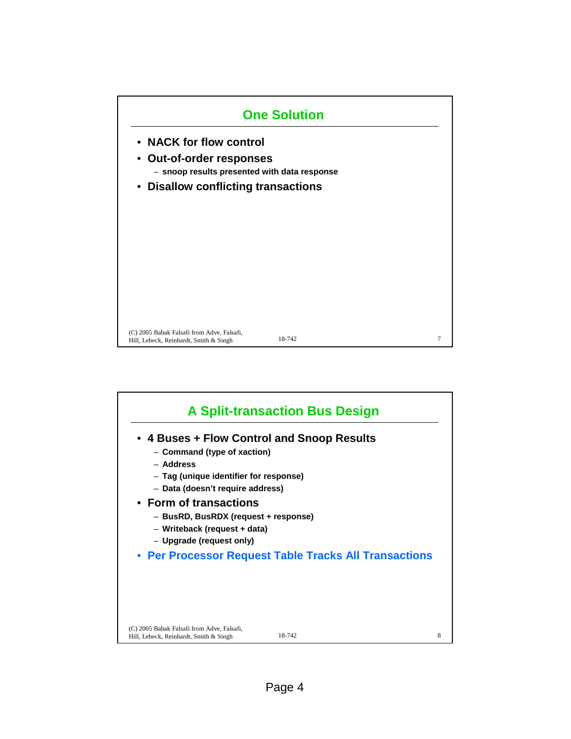## One Solution

- NACK for flow control
- Out-of-order responses
  - snoop results presented with data response
- Disallow conflicting transactions

## A Split-transaction Bus Design

- 4 Buses + Flow Control and Snoop Results
  - Command (type of xaction)
  - Address
  - Tag (unique identifier for response)
  - Data (doesn't require address)
- Form of transactions
  - BusRD, BusRDX (request + response)
  - Writeback (request + data)
  - Upgrade (request only)
- Per Processor Request Table Tracks All Transactions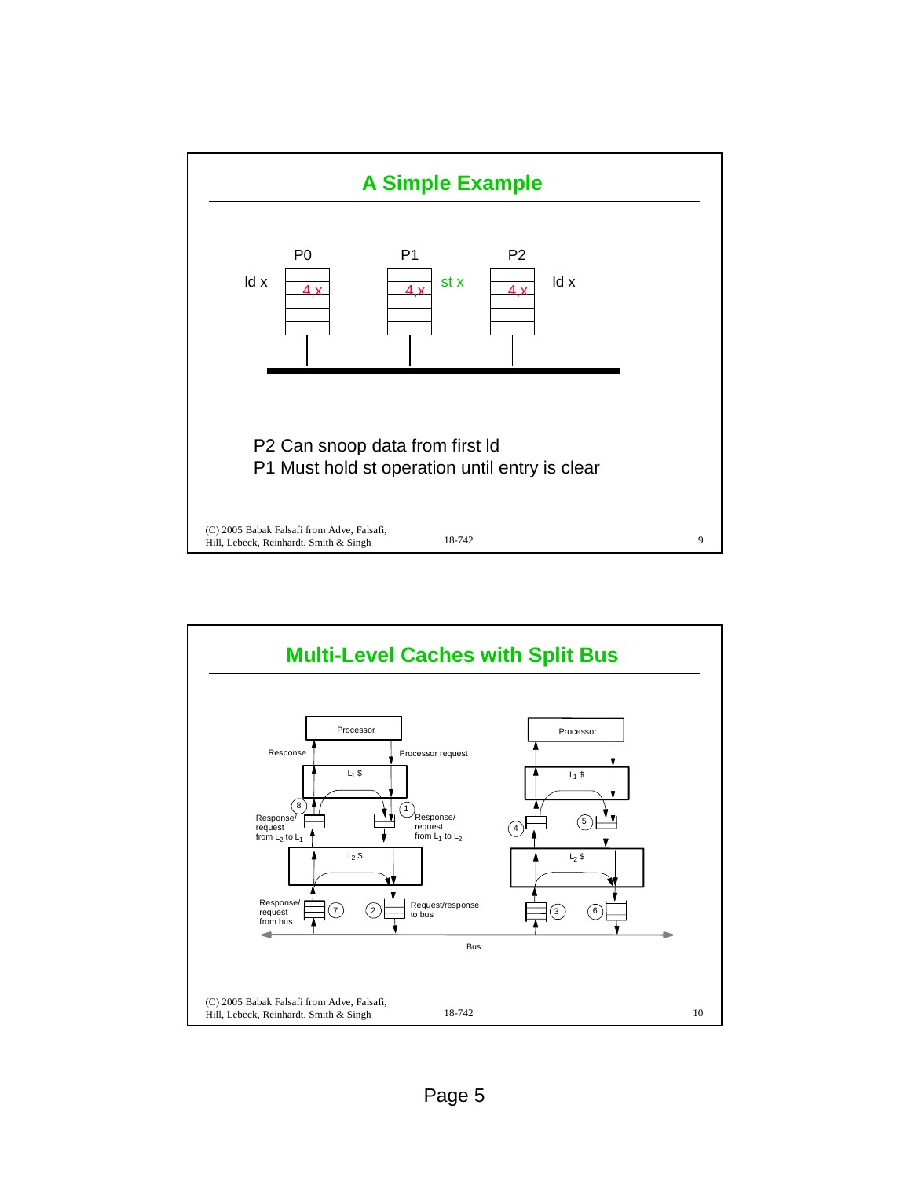## A Simple Example

| P0 | P1 | P2 |
|---|---|---|
| ld x — 4,x | 4,x — st x | 4,x — ld x |

P2 Can snoop data from first ld

P1 Must hold st operation until entry is clear

## Multi-Level Caches with Split Bus

Processor / Processor

Response — Processor request

$L_1$ \$ / $L_1$ \$

(8) Response/ request from $L_2$ to $L_1$ — (1) Response/ request from $L_1$ to $L_2$ — (4) — (5)

$L_2$ \$ / $L_2$ \$

Response/ request from bus (7) — (2) Request/response to bus — (3) — (6)

Bus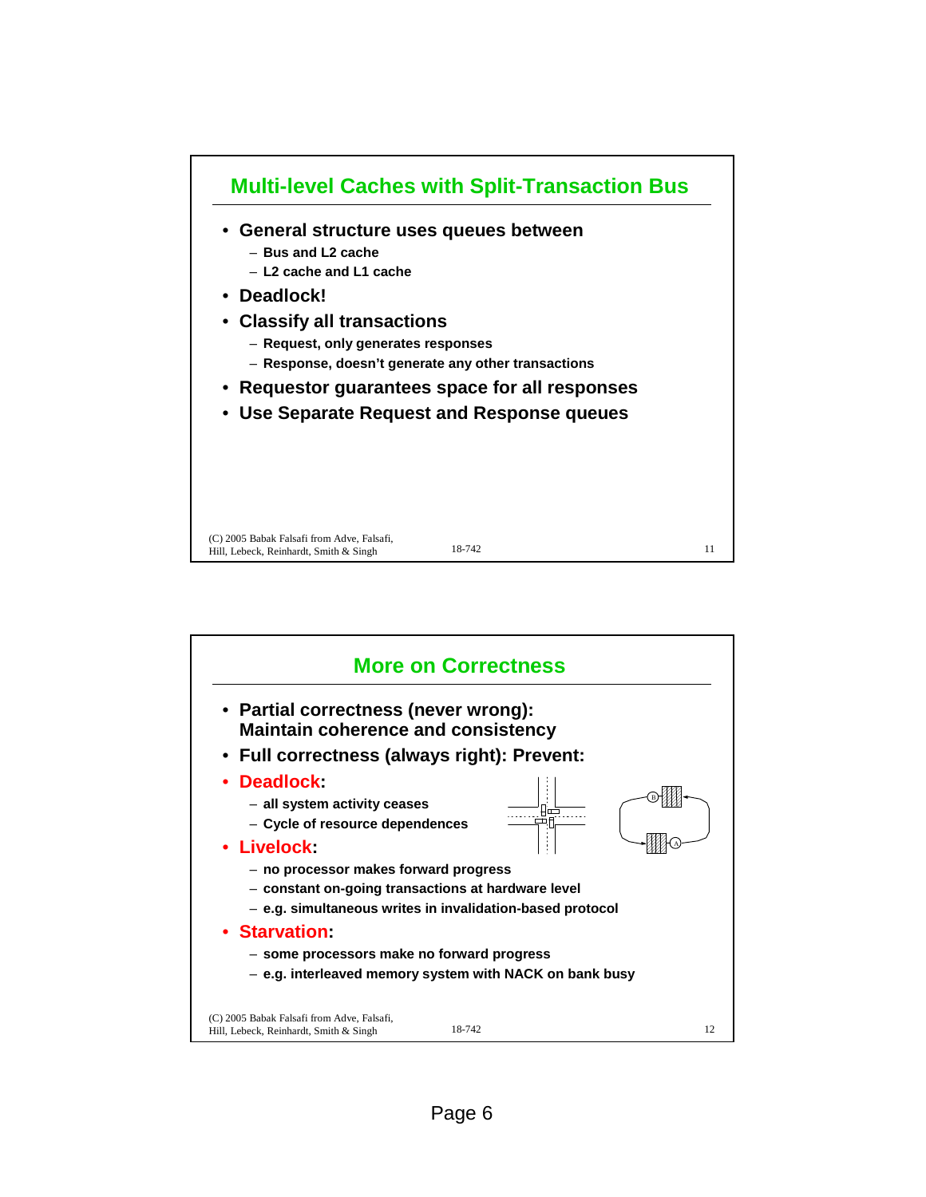## Multi-level Caches with Split-Transaction Bus

- **General structure uses queues between**
  - Bus and L2 cache
  - L2 cache and L1 cache
- **Deadlock!**
- **Classify all transactions**
  - Request, only generates responses
  - Response, doesn't generate any other transactions
- **Requestor guarantees space for all responses**
- **Use Separate Request and Response queues**

(C) 2005 Babak Falsafi from Adve, Falsafi, Hill, Lebeck, Reinhardt, Smith & Singh

## More on Correctness

- **Partial correctness (never wrong): Maintain coherence and consistency**
- **Full correctness (always right): Prevent:**
- **Deadlock:**
  - all system activity ceases
  - Cycle of resource dependences
- **Livelock:**
  - no processor makes forward progress
  - constant on-going transactions at hardware level
  - e.g. simultaneous writes in invalidation-based protocol
- **Starvation:**
  - some processors make no forward progress
  - e.g. interleaved memory system with NACK on bank busy

(C) 2005 Babak Falsafi from Adve, Falsafi, Hill, Lebeck, Reinhardt, Smith & Singh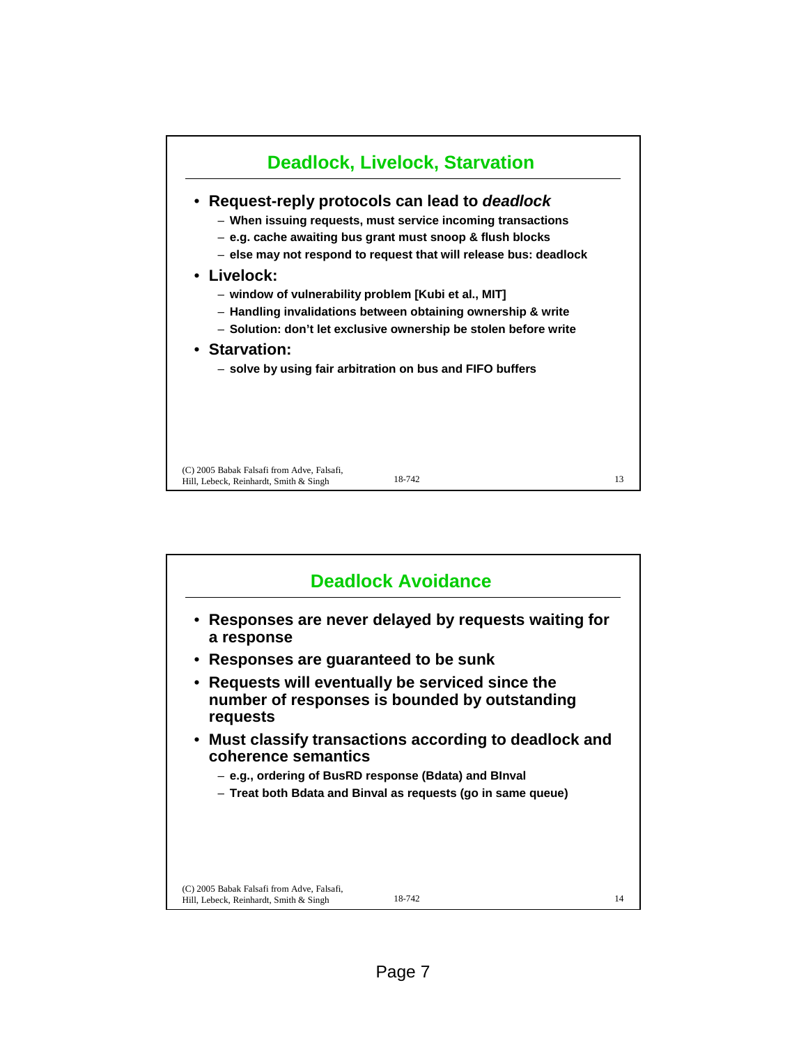## Deadlock, Livelock, Starvation

- **Request-reply protocols can lead to *deadlock***
  - When issuing requests, must service incoming transactions
  - e.g. cache awaiting bus grant must snoop & flush blocks
  - else may not respond to request that will release bus: deadlock
- **Livelock:**
  - window of vulnerability problem [Kubi et al., MIT]
  - Handling invalidations between obtaining ownership & write
  - Solution: don't let exclusive ownership be stolen before write
- **Starvation:**
  - solve by using fair arbitration on bus and FIFO buffers

(C) 2005 Babak Falsafi from Adve, Falsafi, Hill, Lebeck, Reinhardt, Smith & Singh

## Deadlock Avoidance

- **Responses are never delayed by requests waiting for a response**
- **Responses are guaranteed to be sunk**
- **Requests will eventually be serviced since the number of responses is bounded by outstanding requests**
- **Must classify transactions according to deadlock and coherence semantics**
  - e.g., ordering of BusRD response (Bdata) and BInval
  - Treat both Bdata and Binval as requests (go in same queue)

(C) 2005 Babak Falsafi from Adve, Falsafi, Hill, Lebeck, Reinhardt, Smith & Singh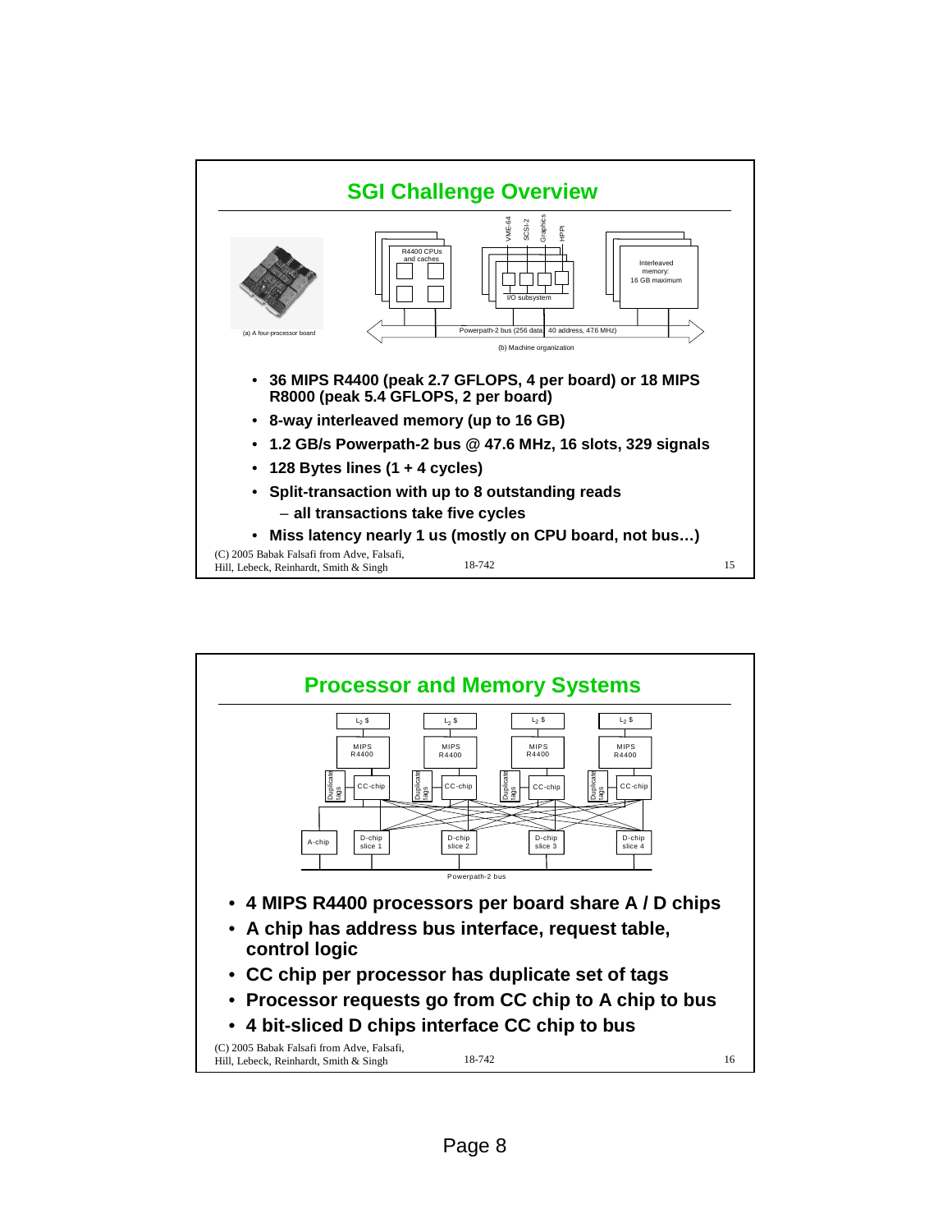## SGI Challenge Overview

(a) A four-processor board

(b) Machine organization

- 36 MIPS R4400 (peak 2.7 GFLOPS, 4 per board) or 18 MIPS R8000 (peak 5.4 GFLOPS, 2 per board)
- 8-way interleaved memory (up to 16 GB)
- 1.2 GB/s Powerpath-2 bus @ 47.6 MHz, 16 slots, 329 signals
- 128 Bytes lines (1 + 4 cycles)
- Split-transaction with up to 8 outstanding reads
  - all transactions take five cycles
- Miss latency nearly 1 us (mostly on CPU board, not bus…)

## Processor and Memory Systems

- 4 MIPS R4400 processors per board share A / D chips
- A chip has address bus interface, request table, control logic
- CC chip per processor has duplicate set of tags
- Processor requests go from CC chip to A chip to bus
- 4 bit-sliced D chips interface CC chip to bus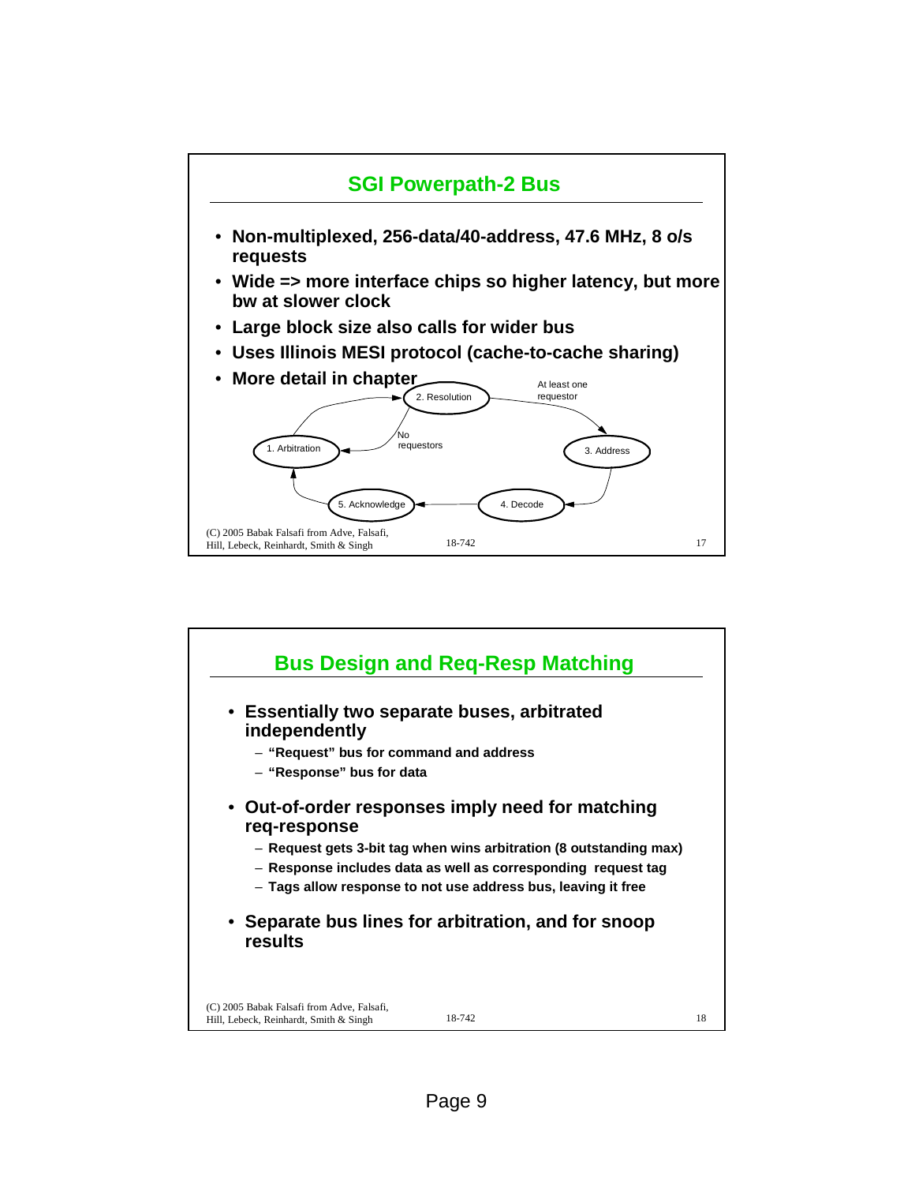## SGI Powerpath-2 Bus

- **Non-multiplexed, 256-data/40-address, 47.6 MHz, 8 o/s requests**
- **Wide => more interface chips so higher latency, but more bw at slower clock**
- **Large block size also calls for wider bus**
- **Uses Illinois MESI protocol (cache-to-cache sharing)**
- **More detail in chapter**

1. Arbitration → 2. Resolution → (At least one requestor) → 3. Address → 4. Decode → 5. Acknowledge → 1. Arbitration

2. Resolution → (No requestors) → 1. Arbitration

## Bus Design and Req-Resp Matching

- **Essentially two separate buses, arbitrated independently**
  - **"Request" bus for command and address**
  - **"Response" bus for data**
- **Out-of-order responses imply need for matching req-response**
  - **Request gets 3-bit tag when wins arbitration (8 outstanding max)**
  - **Response includes data as well as corresponding request tag**
  - **Tags allow response to not use address bus, leaving it free**
- **Separate bus lines for arbitration, and for snoop results**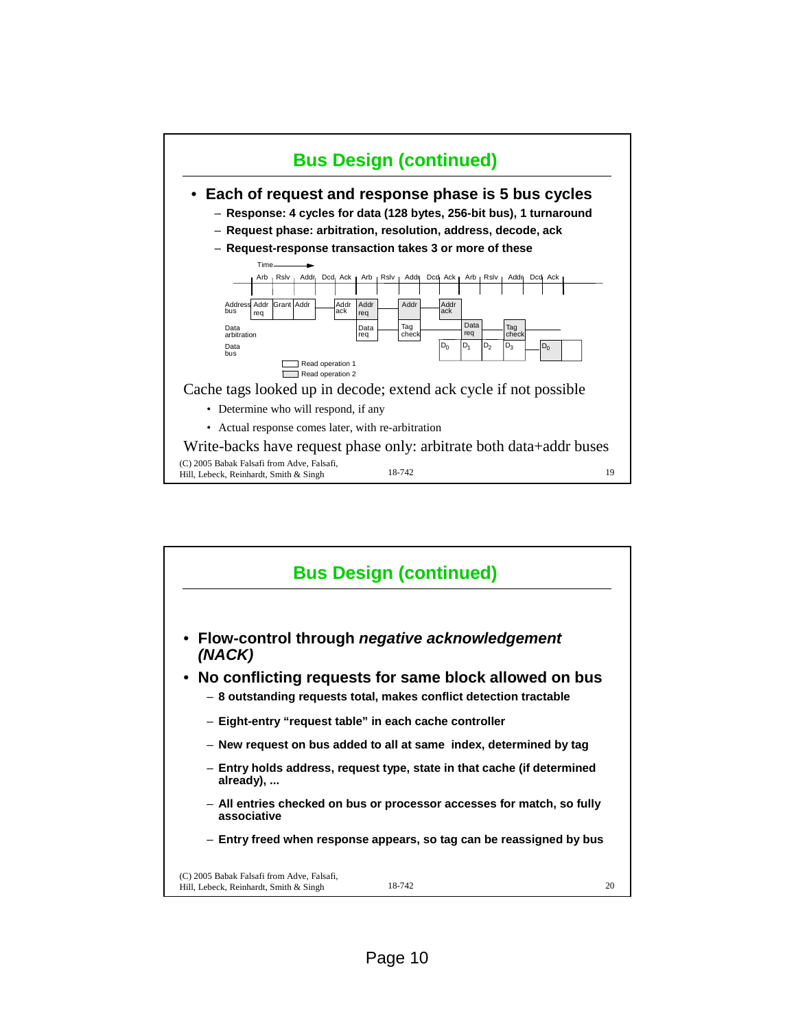## Bus Design (continued)

- **Each of request and response phase is 5 bus cycles**
  - **Response: 4 cycles for data (128 bytes, 256-bit bus), 1 turnaround**
  - **Request phase: arbitration, resolution, address, decode, ack**
  - **Request-response transaction takes 3 or more of these**

Time →

| | Arb | Rslv | Addr | Dcd | Ack | Arb | Rslv | Addr | Dcd | Ack | Arb | Rslv | Addr | Dcd | Ack |
|---|---|---|---|---|---|---|---|---|---|---|---|---|---|---|---|
| Address bus | Addr req | Grant | Addr | | Addr ack | Addr req | | Addr | | Addr ack | | | | | |
| Data arbitration | | | | | | Data req | | Tag check | | | Data req | | Tag check | | |
| Data bus | | | | | | | | | | $D_0$ | $D_1$ | $D_2$ | $D_3$ | | $D_0$ |

Read operation 1

Read operation 2

Cache tags looked up in decode; extend ack cycle if not possible

- Determine who will respond, if any
- Actual response comes later, with re-arbitration

Write-backs have request phase only: arbitrate both data+addr buses

(C) 2005 Babak Falsafi from Adve, Falsafi, Hill, Lebeck, Reinhardt, Smith & Singh

## Bus Design (continued)

- **Flow-control through *negative acknowledgement (NACK)***
- **No conflicting requests for same block allowed on bus**
  - **8 outstanding requests total, makes conflict detection tractable**
  - **Eight-entry "request table" in each cache controller**
  - **New request on bus added to all at same index, determined by tag**
  - **Entry holds address, request type, state in that cache (if determined already), ...**
  - **All entries checked on bus or processor accesses for match, so fully associative**
  - **Entry freed when response appears, so tag can be reassigned by bus**

(C) 2005 Babak Falsafi from Adve, Falsafi, Hill, Lebeck, Reinhardt, Smith & Singh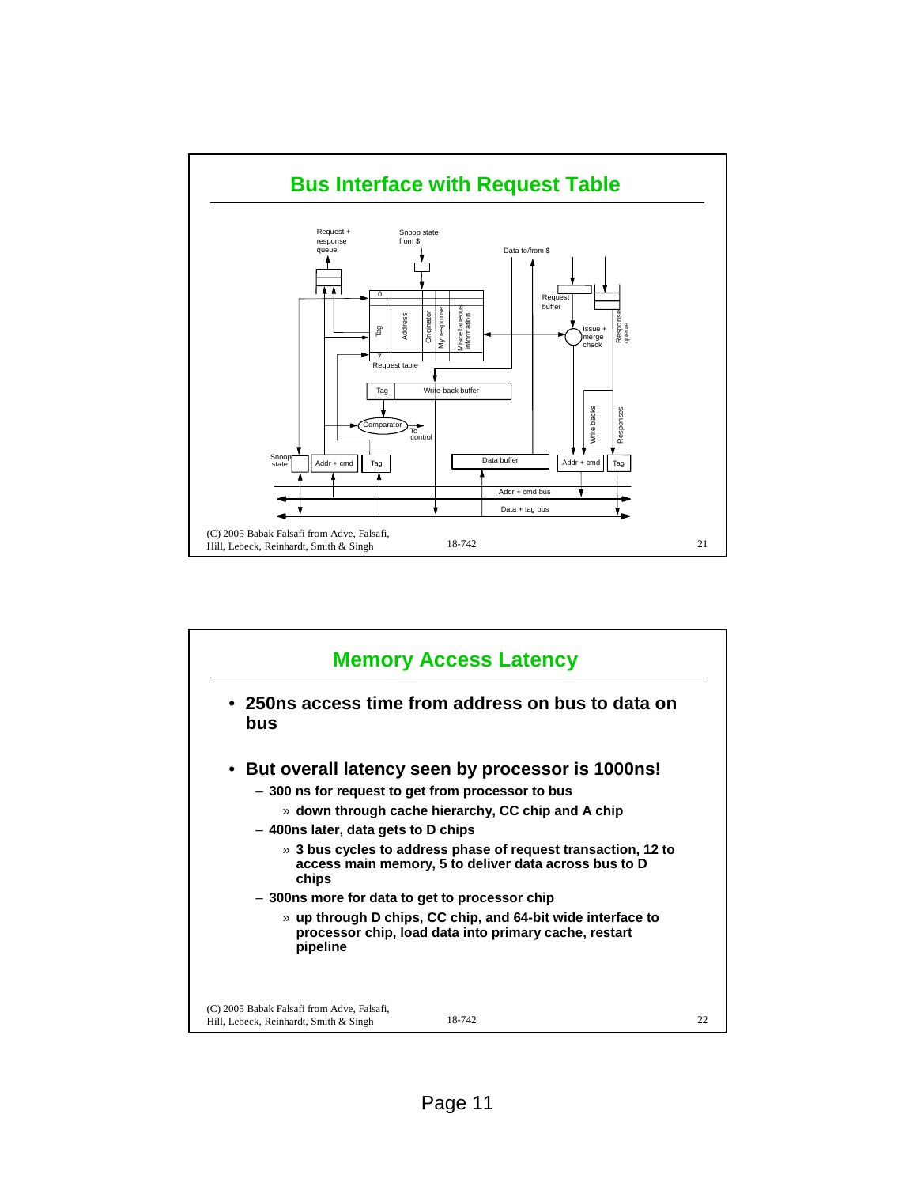## Bus Interface with Request Table

Request + response queue

Snoop state from $

Data to/from $

Request buffer

Response queue

Issue + merge check

0

Tag | Address | Originator | My response | Miscellaneous information

7

Request table

Tag | Write-back buffer

Comparator

To control

Write backs

Responses

Snoop state | Addr + cmd | Tag | Data buffer | Addr + cmd | Tag

Addr + cmd bus

Data + tag bus

(C) 2005 Babak Falsafi from Adve, Falsafi, Hill, Lebeck, Reinhardt, Smith & Singh

## Memory Access Latency

- **250ns access time from address on bus to data on bus**
- **But overall latency seen by processor is 1000ns!**
  - **300 ns for request to get from processor to bus**
    - » **down through cache hierarchy, CC chip and A chip**
  - **400ns later, data gets to D chips**
    - » **3 bus cycles to address phase of request transaction, 12 to access main memory, 5 to deliver data across bus to D chips**
  - **300ns more for data to get to processor chip**
    - » **up through D chips, CC chip, and 64-bit wide interface to processor chip, load data into primary cache, restart pipeline**

(C) 2005 Babak Falsafi from Adve, Falsafi, Hill, Lebeck, Reinhardt, Smith & Singh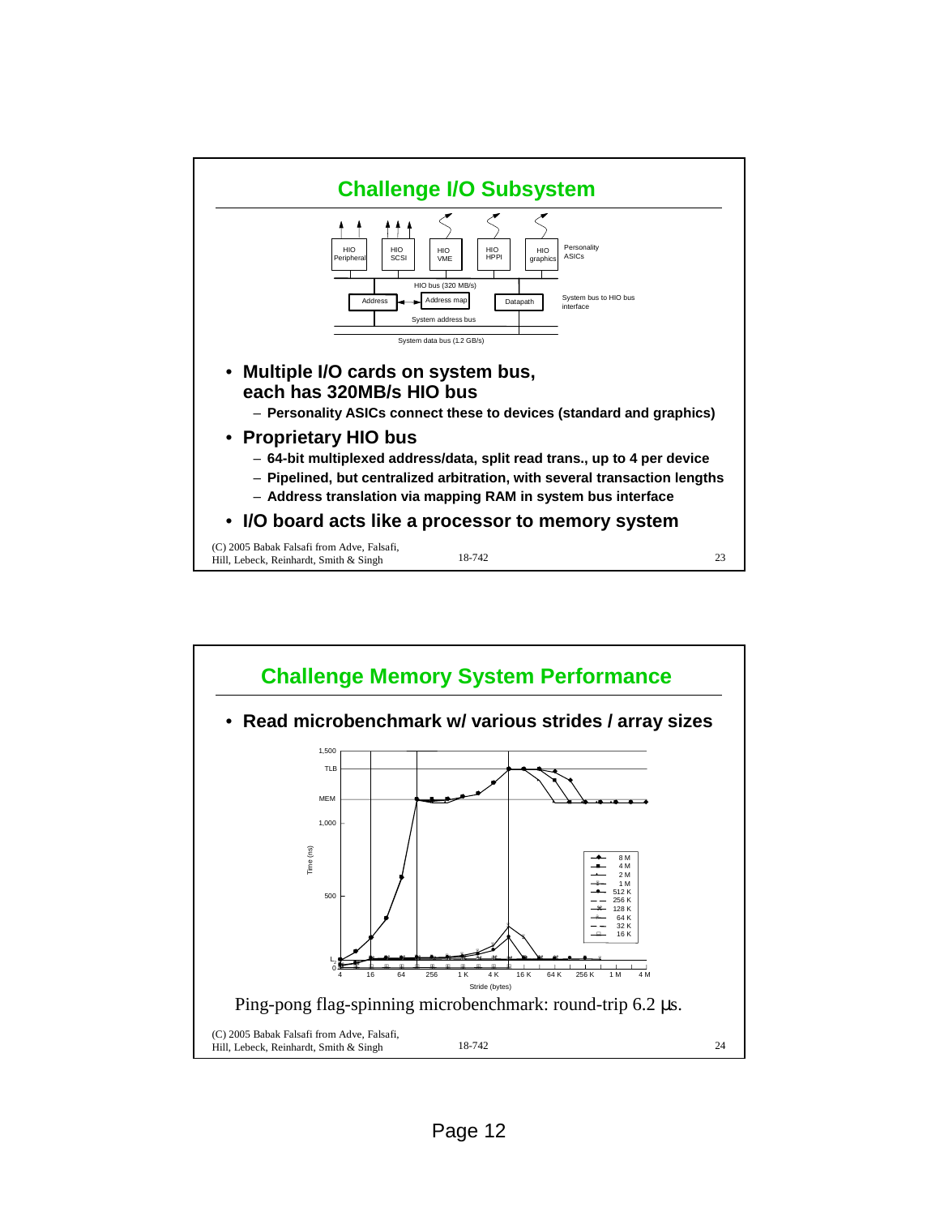## Challenge I/O Subsystem

- **Multiple I/O cards on system bus, each has 320MB/s HIO bus**
  - **Personality ASICs connect these to devices (standard and graphics)**
- **Proprietary HIO bus**
  - **64-bit multiplexed address/data, split read trans., up to 4 per device**
  - **Pipelined, but centralized arbitration, with several transaction lengths**
  - **Address translation via mapping RAM in system bus interface**
- **I/O board acts like a processor to memory system**

(C) 2005 Babak Falsafi from Adve, Falsafi, Hill, Lebeck, Reinhardt, Smith & Singh

## Challenge Memory System Performance

- **Read microbenchmark w/ various strides / array sizes**

Ping-pong flag-spinning microbenchmark: round-trip 6.2 µs.

(C) 2005 Babak Falsafi from Adve, Falsafi, Hill, Lebeck, Reinhardt, Smith & Singh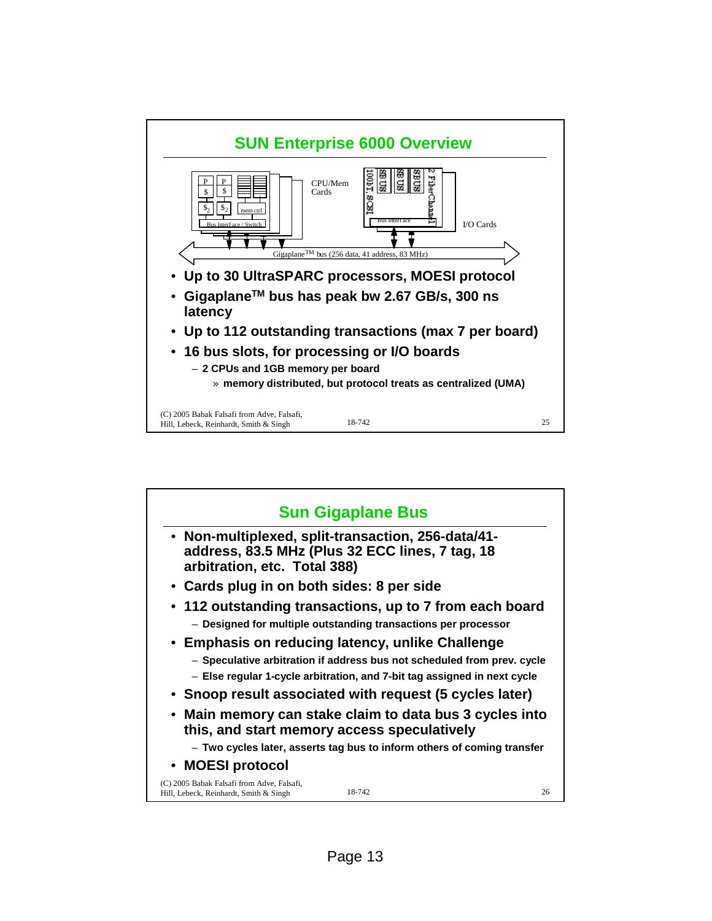## SUN Enterprise 6000 Overview

CPU/Mem Cards

I/O Cards

Gigaplane$^{TM}$ bus (256 data, 41 address, 83 MHz)

- Up to 30 UltraSPARC processors, MOESI protocol
- Gigaplane$^{TM}$ bus has peak bw 2.67 GB/s, 300 ns latency
- Up to 112 outstanding transactions (max 7 per board)
- 16 bus slots, for processing or I/O boards
  - 2 CPUs and 1GB memory per board
    - » memory distributed, but protocol treats as centralized (UMA)

(C) 2005 Babak Falsafi from Adve, Falsafi, Hill, Lebeck, Reinhardt, Smith & Singh

## Sun Gigaplane Bus

- Non-multiplexed, split-transaction, 256-data/41-address, 83.5 MHz (Plus 32 ECC lines, 7 tag, 18 arbitration, etc. Total 388)
- Cards plug in on both sides: 8 per side
- 112 outstanding transactions, up to 7 from each board
  - Designed for multiple outstanding transactions per processor
- Emphasis on reducing latency, unlike Challenge
  - Speculative arbitration if address bus not scheduled from prev. cycle
  - Else regular 1-cycle arbitration, and 7-bit tag assigned in next cycle
- Snoop result associated with request (5 cycles later)
- Main memory can stake claim to data bus 3 cycles into this, and start memory access speculatively
  - Two cycles later, asserts tag bus to inform others of coming transfer
- MOESI protocol

(C) 2005 Babak Falsafi from Adve, Falsafi, Hill, Lebeck, Reinhardt, Smith & Singh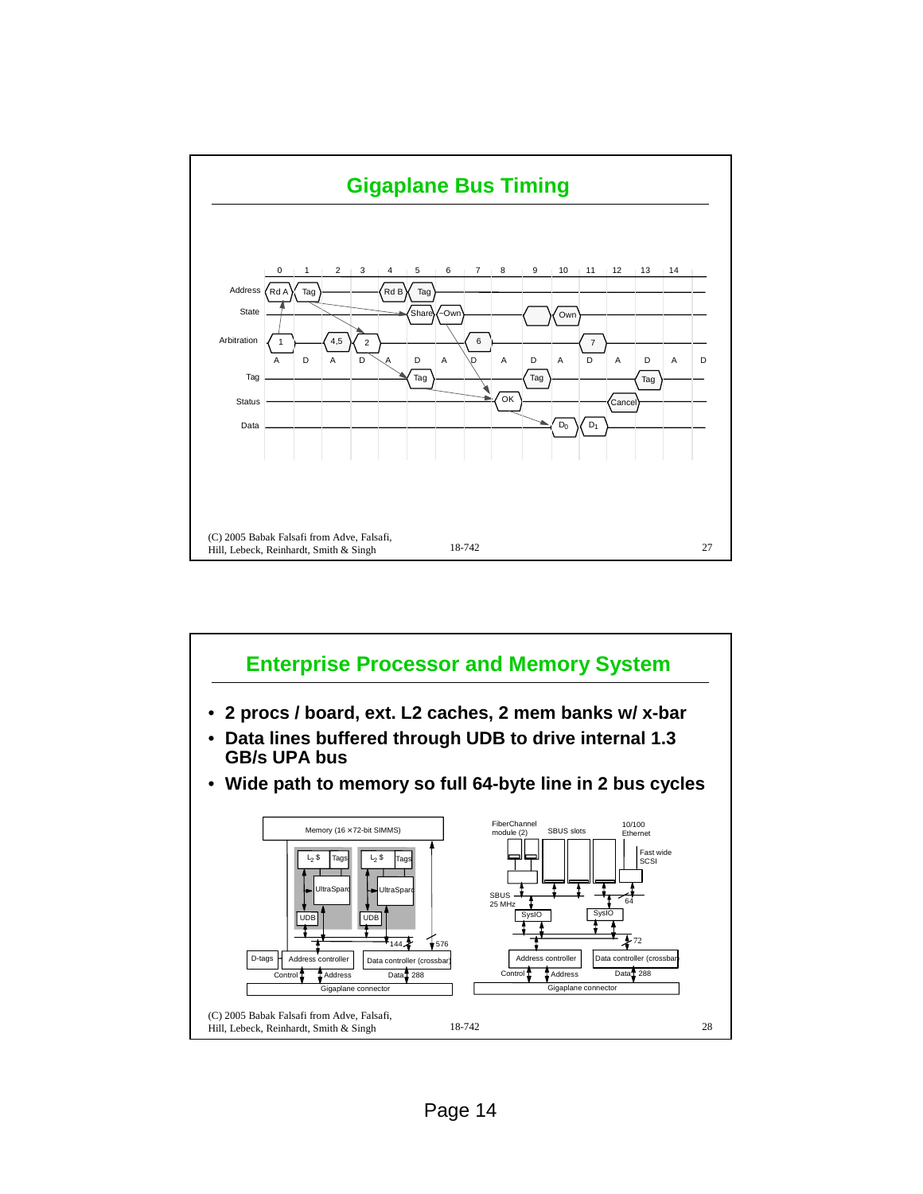## Gigaplane Bus Timing

## Enterprise Processor and Memory System

- **2 procs / board, ext. L2 caches, 2 mem banks w/ x-bar**
- **Data lines buffered through UDB to drive internal 1.3 GB/s UPA bus**
- **Wide path to memory so full 64-byte line in 2 bus cycles**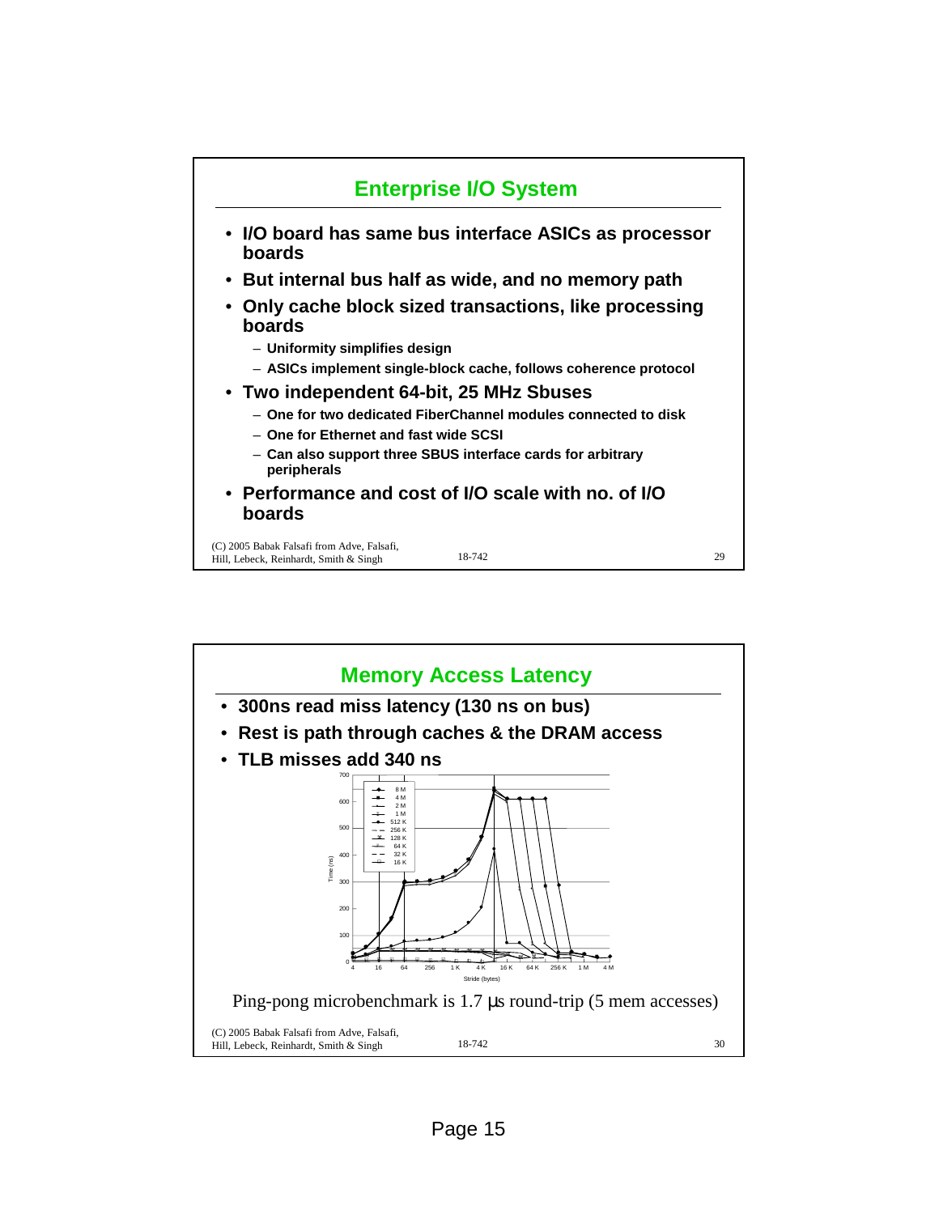## Enterprise I/O System

- I/O board has same bus interface ASICs as processor boards
- But internal bus half as wide, and no memory path
- Only cache block sized transactions, like processing boards
  - Uniformity simplifies design
  - ASICs implement single-block cache, follows coherence protocol
- Two independent 64-bit, 25 MHz Sbuses
  - One for two dedicated FiberChannel modules connected to disk
  - One for Ethernet and fast wide SCSI
  - Can also support three SBUS interface cards for arbitrary peripherals
- Performance and cost of I/O scale with no. of I/O boards

(C) 2005 Babak Falsafi from Adve, Falsafi, Hill, Lebeck, Reinhardt, Smith & Singh — 18-742

## Memory Access Latency

- 300ns read miss latency (130 ns on bus)
- Rest is path through caches & the DRAM access
- TLB misses add 340 ns

Ping-pong microbenchmark is 1.7 μs round-trip (5 mem accesses)

(C) 2005 Babak Falsafi from Adve, Falsafi, Hill, Lebeck, Reinhardt, Smith & Singh — 18-742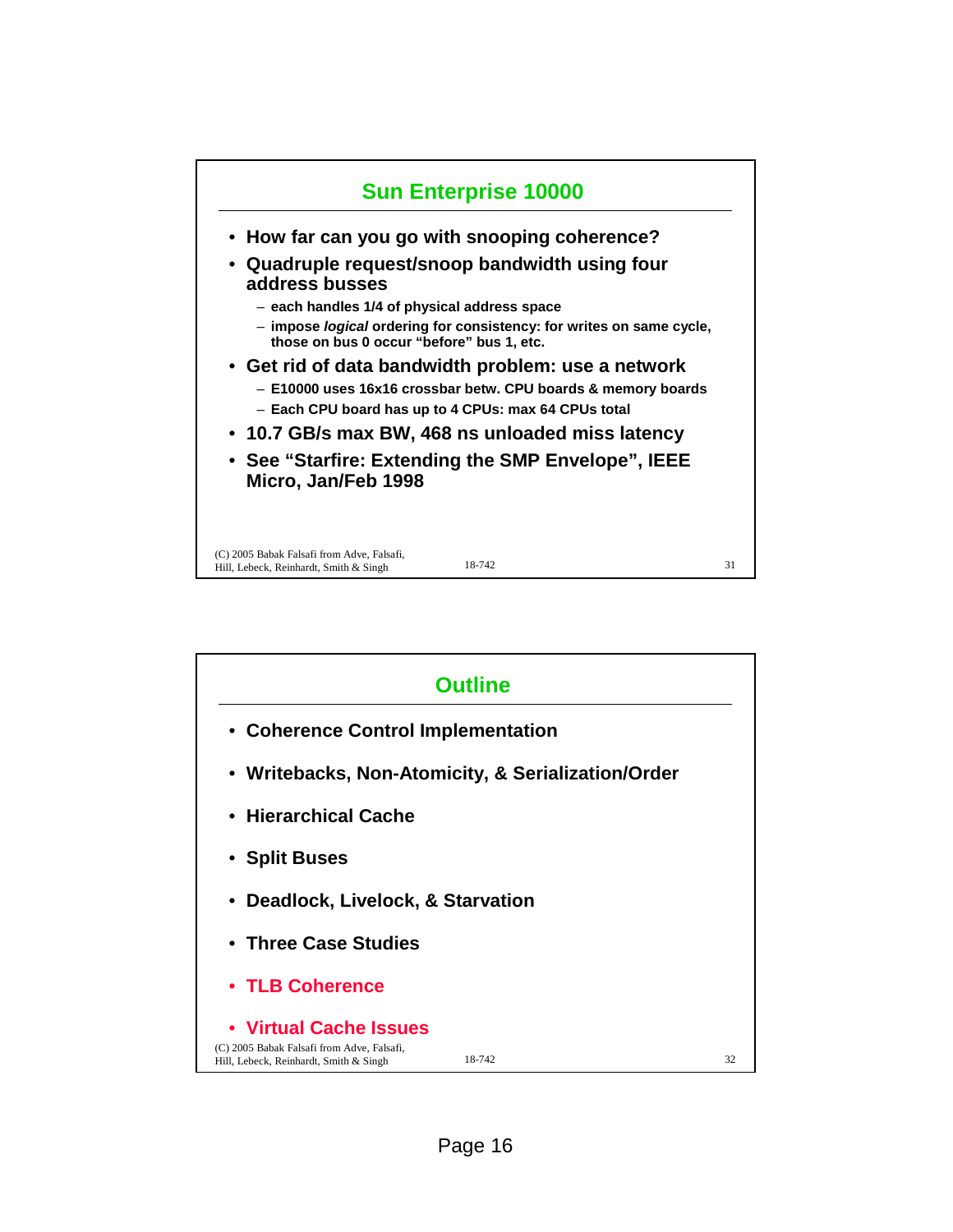## Sun Enterprise 10000

- **How far can you go with snooping coherence?**
- **Quadruple request/snoop bandwidth using four address busses**
  - **each handles 1/4 of physical address space**
  - **impose *logical* ordering for consistency: for writes on same cycle, those on bus 0 occur "before" bus 1, etc.**
- **Get rid of data bandwidth problem: use a network**
  - **E10000 uses 16x16 crossbar betw. CPU boards & memory boards**
  - **Each CPU board has up to 4 CPUs: max 64 CPUs total**
- **10.7 GB/s max BW, 468 ns unloaded miss latency**
- **See "Starfire: Extending the SMP Envelope", IEEE Micro, Jan/Feb 1998**

(C) 2005 Babak Falsafi from Adve, Falsafi, Hill, Lebeck, Reinhardt, Smith & Singh 18-742

## Outline

- **Coherence Control Implementation**
- **Writebacks, Non-Atomicity, & Serialization/Order**
- **Hierarchical Cache**
- **Split Buses**
- **Deadlock, Livelock, & Starvation**
- **Three Case Studies**
- **TLB Coherence**
- **Virtual Cache Issues**

(C) 2005 Babak Falsafi from Adve, Falsafi, Hill, Lebeck, Reinhardt, Smith & Singh 18-742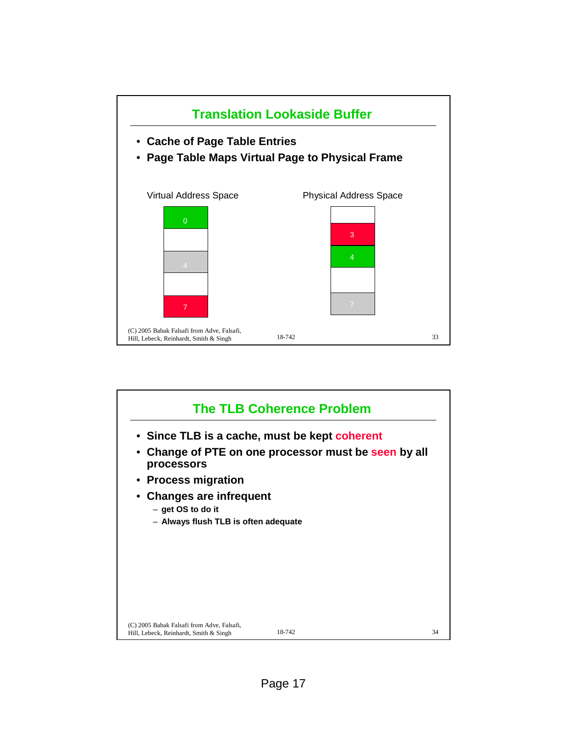## Translation Lookaside Buffer

- Cache of Page Table Entries
- Page Table Maps Virtual Page to Physical Frame

Virtual Address Space

| |
|---|
| 0 |
| |
| 4 |
| |
| 7 |

Physical Address Space

| |
|---|
| |
| 3 |
| 4 |
| |
| 7 |

(C) 2005 Babak Falsafi from Adve, Falsafi, Hill, Lebeck, Reinhardt, Smith & Singh

## The TLB Coherence Problem

- Since TLB is a cache, must be kept **coherent**
- Change of PTE on one processor must be **seen** by all processors
- Process migration
- Changes are infrequent
  - get OS to do it
  - Always flush TLB is often adequate

(C) 2005 Babak Falsafi from Adve, Falsafi, Hill, Lebeck, Reinhardt, Smith & Singh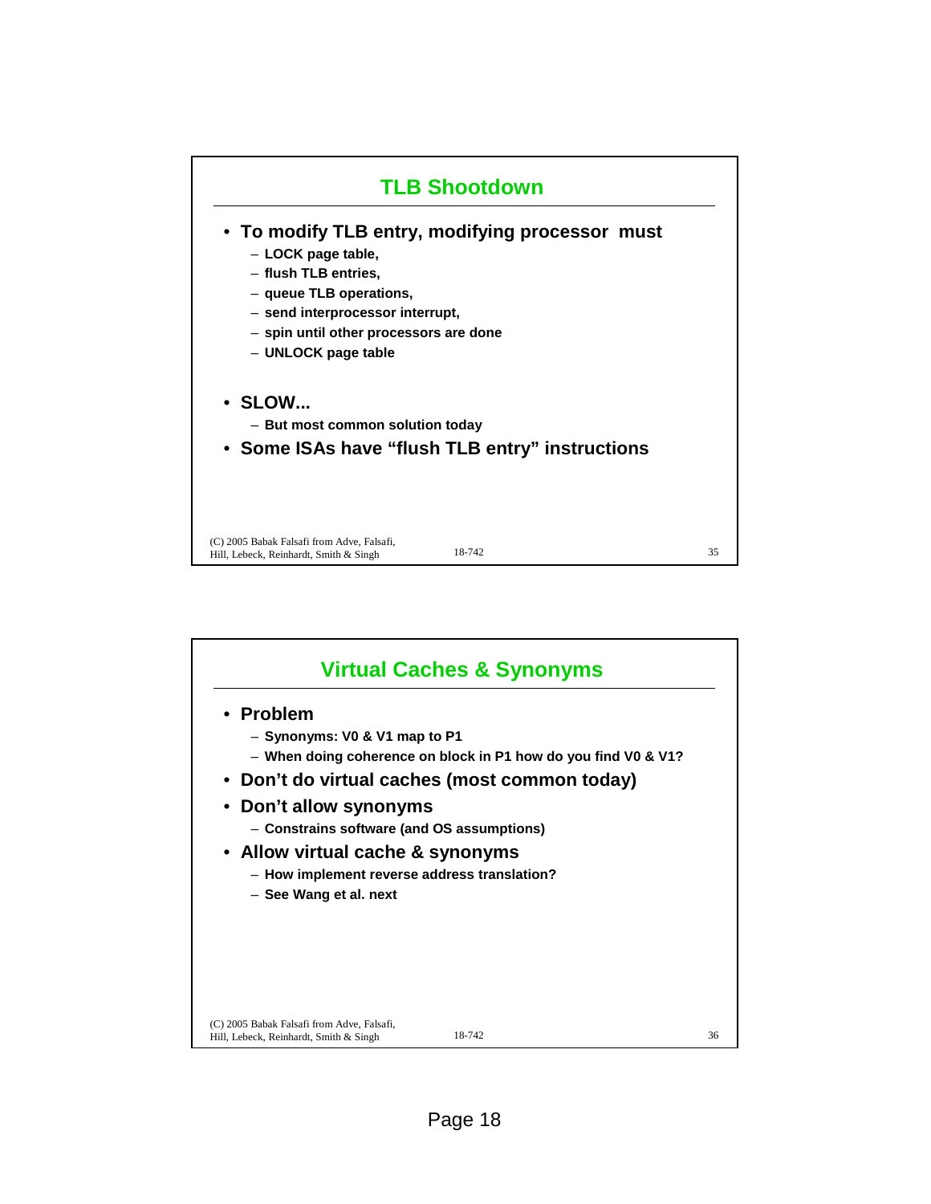## TLB Shootdown

- **To modify TLB entry, modifying processor must**
  - LOCK page table,
  - flush TLB entries,
  - queue TLB operations,
  - send interprocessor interrupt,
  - spin until other processors are done
  - UNLOCK page table

- **SLOW...**
  - But most common solution today
- **Some ISAs have "flush TLB entry" instructions**

## Virtual Caches & Synonyms

- **Problem**
  - Synonyms: V0 & V1 map to P1
  - When doing coherence on block in P1 how do you find V0 & V1?
- **Don't do virtual caches (most common today)**
- **Don't allow synonyms**
  - Constrains software (and OS assumptions)
- **Allow virtual cache & synonyms**
  - How implement reverse address translation?
  - See Wang et al. next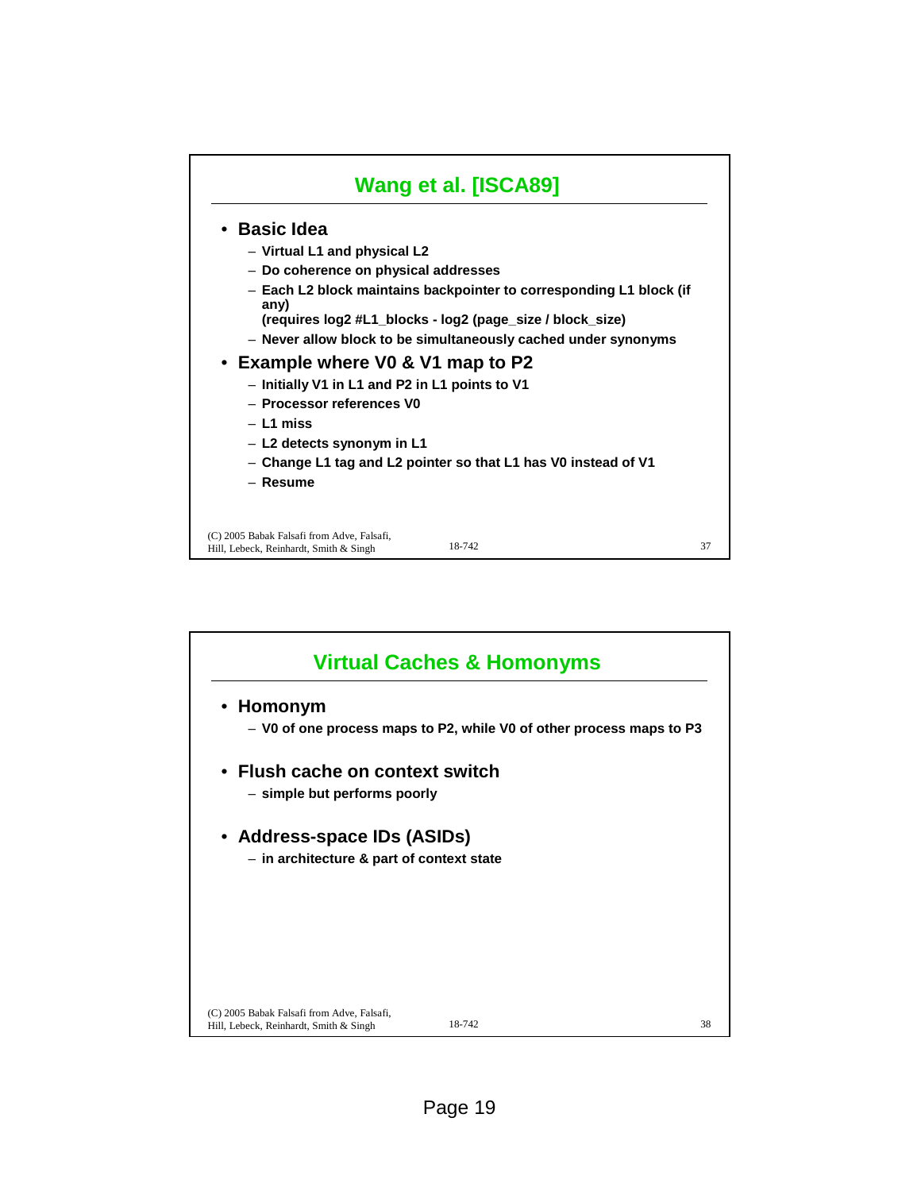## Wang et al. [ISCA89]

- **Basic Idea**
  - Virtual L1 and physical L2
  - Do coherence on physical addresses
  - Each L2 block maintains backpointer to corresponding L1 block (if any)
    (requires log2 #L1_blocks - log2 (page_size / block_size)
  - Never allow block to be simultaneously cached under synonyms
- **Example where V0 & V1 map to P2**
  - Initially V1 in L1 and P2 in L1 points to V1
  - Processor references V0
  - L1 miss
  - L2 detects synonym in L1
  - Change L1 tag and L2 pointer so that L1 has V0 instead of V1
  - Resume

## Virtual Caches & Homonyms

- **Homonym**
  - V0 of one process maps to P2, while V0 of other process maps to P3
- **Flush cache on context switch**
  - simple but performs poorly
- **Address-space IDs (ASIDs)**
  - in architecture & part of context state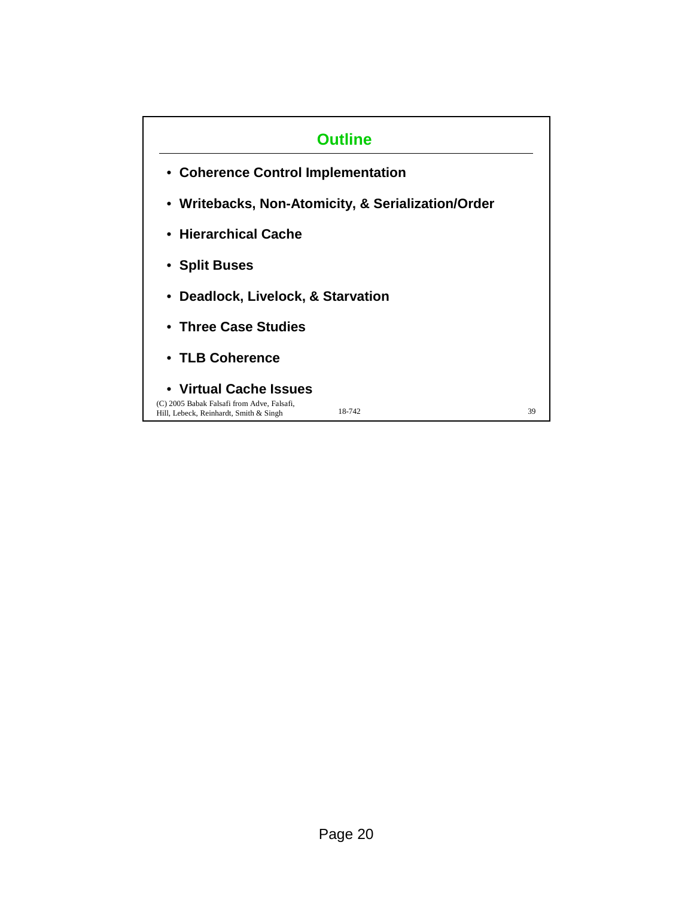## Outline

- **Coherence Control Implementation**
- **Writebacks, Non-Atomicity, & Serialization/Order**
- **Hierarchical Cache**
- **Split Buses**
- **Deadlock, Livelock, & Starvation**
- **Three Case Studies**
- **TLB Coherence**
- **Virtual Cache Issues**

(C) 2005 Babak Falsafi from Adve, Falsafi, Hill, Lebeck, Reinhardt, Smith & Singh